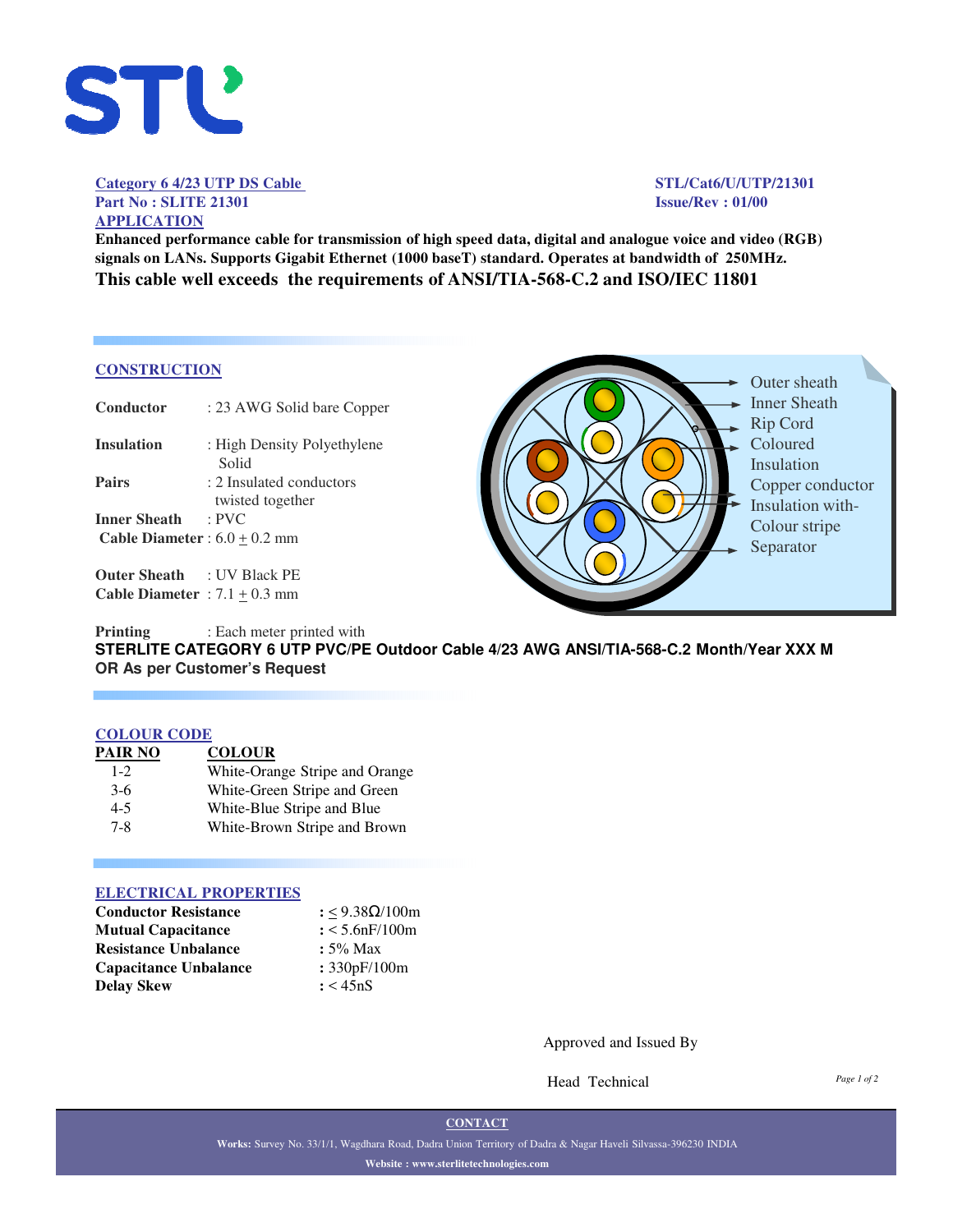**Category 6 4/23 UTP DS Cable**
**Part No : SLITE 21301**

**STL/Cat6/U/UTP/21301**
**Issue/Rev : 01/00**

## APPLICATION

**Enhanced performance cable for transmission of high speed data, digital and analogue voice and video (RGB) signals on LANs. Supports Gigabit Ethernet (1000 baseT) standard. Operates at bandwidth of 250MHz.**

**This cable well exceeds the requirements of ANSI/TIA-568-C.2 and ISO/IEC 11801**

## CONSTRUCTION

**Conductor** : 23 AWG Solid bare Copper

**Insulation** : High Density Polyethylene Solid

**Pairs** : 2 Insulated conductors twisted together

**Inner Sheath** : PVC

**Cable Diameter** : 6.0 ± 0.2 mm

**Outer Sheath** : UV Black PE

**Cable Diameter** : 7.1 ± 0.3 mm

Outer sheath
Inner Sheath
Rip Cord
Coloured Insulation
Copper conductor
Insulation with- Colour stripe
Separator

**Printing** : Each meter printed with
**STERLITE CATEGORY 6 UTP PVC/PE Outdoor Cable 4/23 AWG ANSI/TIA-568-C.2 Month/Year XXX M OR As per Customer's Request**

## COLOUR CODE

| PAIR NO | COLOUR |
|---|---|
| 1-2 | White-Orange Stripe and Orange |
| 3-6 | White-Green Stripe and Green |
| 4-5 | White-Blue Stripe and Blue |
| 7-8 | White-Brown Stripe and Brown |

## ELECTRICAL PROPERTIES

| | |
|---|---|
| **Conductor Resistance** | : ≤ 9.38Ω/100m |
| **Mutual Capacitance** | : < 5.6nF/100m |
| **Resistance Unbalance** | : 5% Max |
| **Capacitance Unbalance** | : 330pF/100m |
| **Delay Skew** | : < 45nS |

Approved and Issued By

Head Technical

**CONTACT**

**Works:** Survey No. 33/1/1, Wagdhara Road, Dadra Union Territory of Dadra & Nagar Haveli Silvassa-396230 INDIA

**Website : www.sterlitetechnologies.com**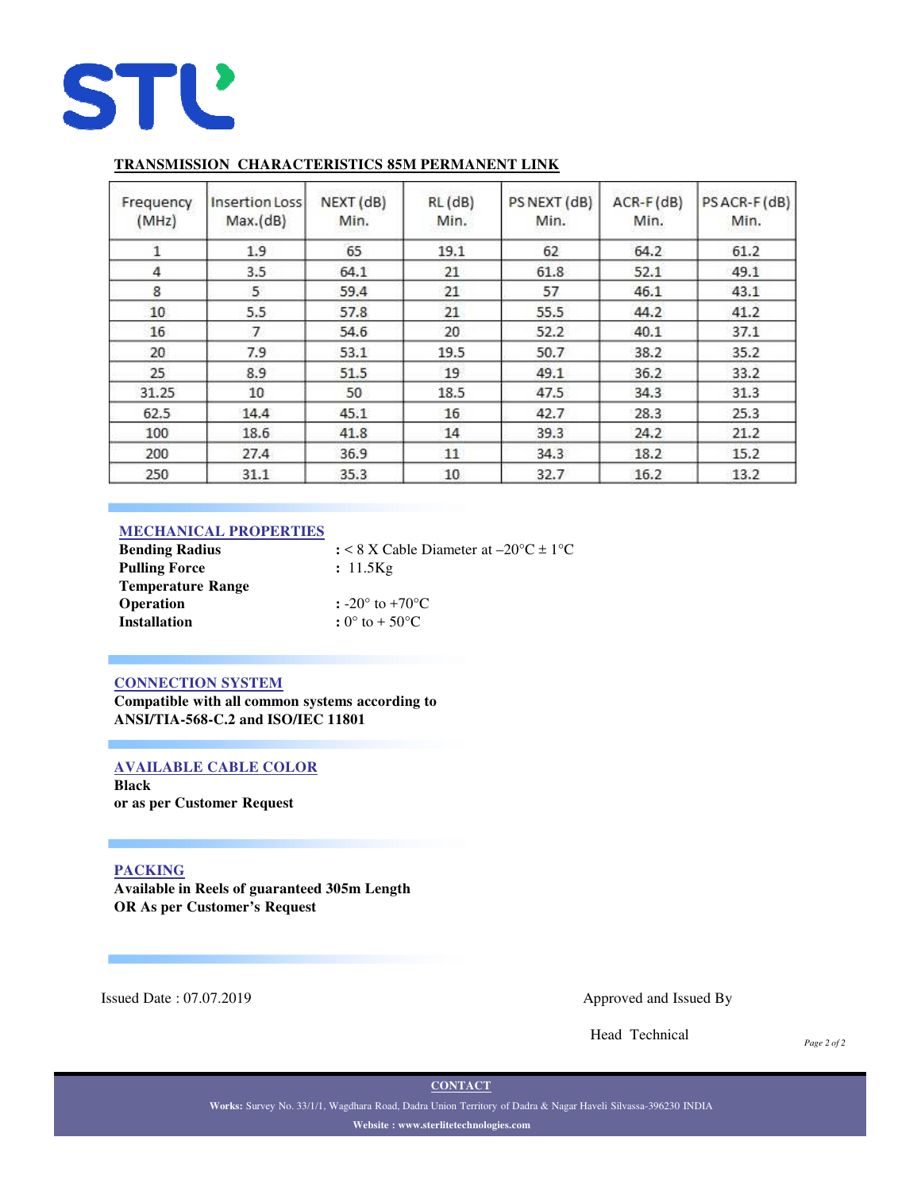STL

## TRANSMISSION CHARACTERISTICS 85M PERMANENT LINK

| Frequency (MHz) | Insertion Loss Max.(dB) | NEXT (dB) Min. | RL (dB) Min. | PS NEXT (dB) Min. | ACR-F (dB) Min. | PS ACR-F (dB) Min. |
|---|---|---|---|---|---|---|
| 1 | 1.9 | 65 | 19.1 | 62 | 64.2 | 61.2 |
| 4 | 3.5 | 64.1 | 21 | 61.8 | 52.1 | 49.1 |
| 8 | 5 | 59.4 | 21 | 57 | 46.1 | 43.1 |
| 10 | 5.5 | 57.8 | 21 | 55.5 | 44.2 | 41.2 |
| 16 | 7 | 54.6 | 20 | 52.2 | 40.1 | 37.1 |
| 20 | 7.9 | 53.1 | 19.5 | 50.7 | 38.2 | 35.2 |
| 25 | 8.9 | 51.5 | 19 | 49.1 | 36.2 | 33.2 |
| 31.25 | 10 | 50 | 18.5 | 47.5 | 34.3 | 31.3 |
| 62.5 | 14.4 | 45.1 | 16 | 42.7 | 28.3 | 25.3 |
| 100 | 18.6 | 41.8 | 14 | 39.3 | 24.2 | 21.2 |
| 200 | 27.4 | 36.9 | 11 | 34.3 | 18.2 | 15.2 |
| 250 | 31.1 | 35.3 | 10 | 32.7 | 16.2 | 13.2 |

## MECHANICAL PROPERTIES

**Bending Radius** : < 8 X Cable Diameter at –20°C ± 1°C
**Pulling Force** : 11.5Kg
**Temperature Range**
**Operation** : -20° to +70°C
**Installation** : 0° to + 50°C

## CONNECTION SYSTEM

**Compatible with all common systems according to ANSI/TIA-568-C.2 and ISO/IEC 11801**

## AVAILABLE CABLE COLOR

**Black**
**or as per Customer Request**

## PACKING

**Available in Reels of guaranteed 305m Length**
**OR As per Customer's Request**

Issued Date : 07.07.2019

Approved and Issued By

Head Technical

**CONTACT**

**Works:** Survey No. 33/1/1, Wagdhara Road, Dadra Union Territory of Dadra & Nagar Haveli Silvassa-396230 INDIA

**Website : www.sterlitetechnologies.com**